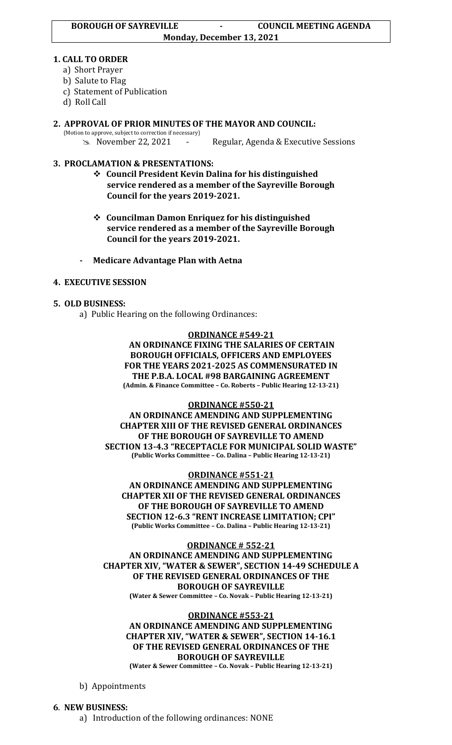**BOROUGH OF SAYREVILLE - COUNCIL MEETING AGENDA**
**Monday, December 13, 2021**

## 1. CALL TO ORDER

a) Short Prayer
b) Salute to Flag
c) Statement of Publication
d) Roll Call

## 2. APPROVAL OF PRIOR MINUTES OF THE MAYOR AND COUNCIL:

(Motion to approve, subject to correction if necessary)

- November 22, 2021 - Regular, Agenda & Executive Sessions

## 3. PROCLAMATION & PRESENTATIONS:

- **Council President Kevin Dalina for his distinguished service rendered as a member of the Sayreville Borough Council for the years 2019-2021.**
- **Councilman Damon Enriquez for his distinguished service rendered as a member of the Sayreville Borough Council for the years 2019-2021.**
- **Medicare Advantage Plan with Aetna**

## 4. EXECUTIVE SESSION

## 5. OLD BUSINESS:

a) Public Hearing on the following Ordinances:

**ORDINANCE #549-21**
**AN ORDINANCE FIXING THE SALARIES OF CERTAIN BOROUGH OFFICIALS, OFFICERS AND EMPLOYEES FOR THE YEARS 2021-2025 AS COMMENSURATED IN THE P.B.A. LOCAL #98 BARGAINING AGREEMENT**
**(Admin. & Finance Committee – Co. Roberts – Public Hearing 12-13-21)**

**ORDINANCE #550-21**
**AN ORDINANCE AMENDING AND SUPPLEMENTING CHAPTER XIII OF THE REVISED GENERAL ORDINANCES OF THE BOROUGH OF SAYREVILLE TO AMEND SECTION 13-4.3 "RECEPTACLE FOR MUNICIPAL SOLID WASTE"**
**(Public Works Committee – Co. Dalina – Public Hearing 12-13-21)**

**ORDINANCE #551-21**
**AN ORDINANCE AMENDING AND SUPPLEMENTING CHAPTER XII OF THE REVISED GENERAL ORDINANCES OF THE BOROUGH OF SAYREVILLE TO AMEND SECTION 12-6.3 "RENT INCREASE LIMITATION; CPI"**
**(Public Works Committee – Co. Dalina – Public Hearing 12-13-21)**

**ORDINANCE # 552-21**
**AN ORDINANCE AMENDING AND SUPPLEMENTING CHAPTER XIV, "WATER & SEWER", SECTION 14-49 SCHEDULE A OF THE REVISED GENERAL ORDINANCES OF THE BOROUGH OF SAYREVILLE**
**(Water & Sewer Committee – Co. Novak – Public Hearing 12-13-21)**

**ORDINANCE #553-21**
**AN ORDINANCE AMENDING AND SUPPLEMENTING CHAPTER XIV, "WATER & SEWER", SECTION 14-16.1 OF THE REVISED GENERAL ORDINANCES OF THE BOROUGH OF SAYREVILLE**
**(Water & Sewer Committee – Co. Novak – Public Hearing 12-13-21)**

b) Appointments

## 6. NEW BUSINESS:

a) Introduction of the following ordinances: NONE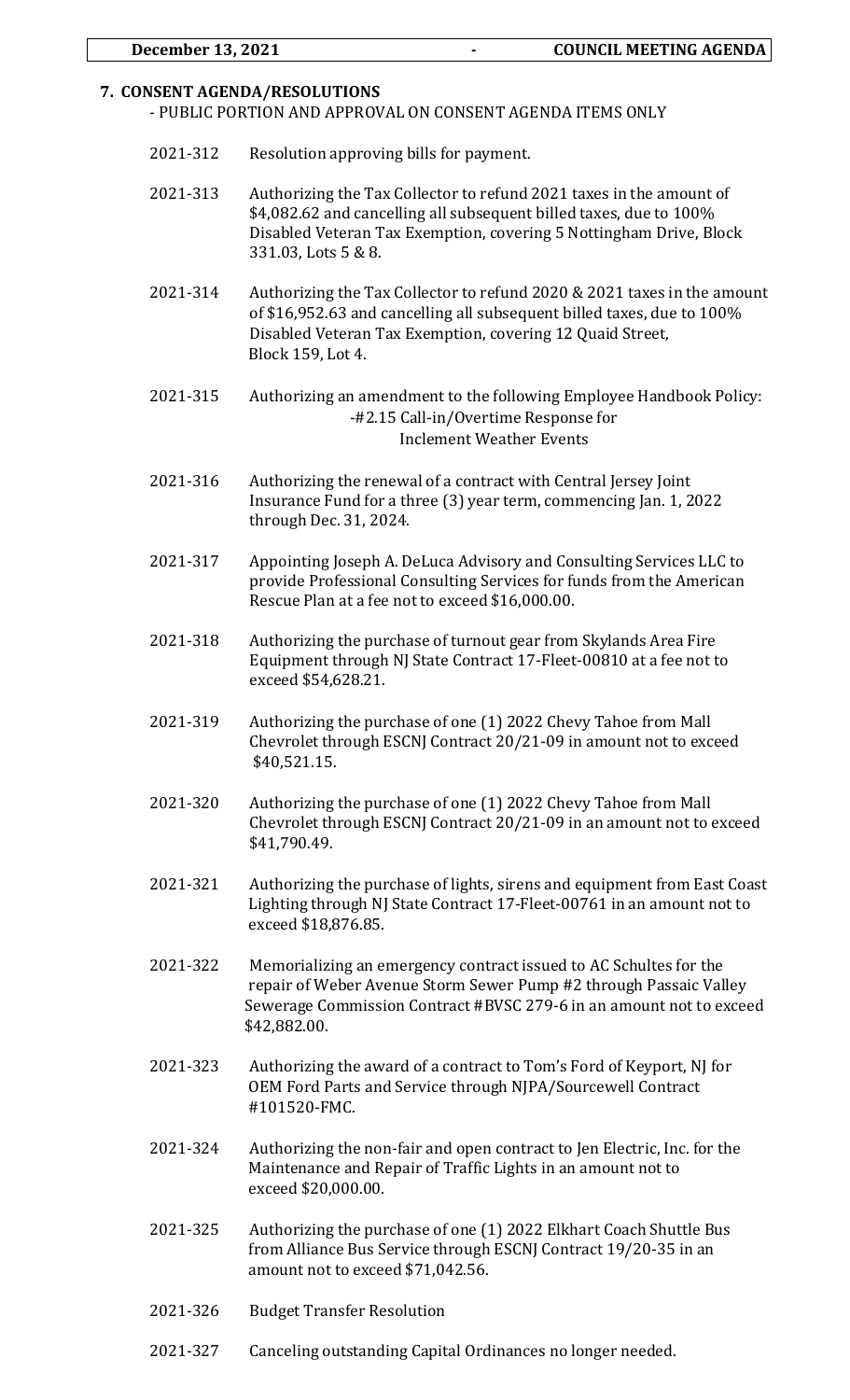## 7. CONSENT AGENDA/RESOLUTIONS

- PUBLIC PORTION AND APPROVAL ON CONSENT AGENDA ITEMS ONLY

2021-312 Resolution approving bills for payment.

2021-313 Authorizing the Tax Collector to refund 2021 taxes in the amount of $4,082.62 and cancelling all subsequent billed taxes, due to 100% Disabled Veteran Tax Exemption, covering 5 Nottingham Drive, Block 331.03, Lots 5 & 8.

2021-314 Authorizing the Tax Collector to refund 2020 & 2021 taxes in the amount of $16,952.63 and cancelling all subsequent billed taxes, due to 100% Disabled Veteran Tax Exemption, covering 12 Quaid Street, Block 159, Lot 4.

2021-315 Authorizing an amendment to the following Employee Handbook Policy:
-#2.15 Call-in/Overtime Response for Inclement Weather Events

2021-316 Authorizing the renewal of a contract with Central Jersey Joint Insurance Fund for a three (3) year term, commencing Jan. 1, 2022 through Dec. 31, 2024.

2021-317 Appointing Joseph A. DeLuca Advisory and Consulting Services LLC to provide Professional Consulting Services for funds from the American Rescue Plan at a fee not to exceed $16,000.00.

2021-318 Authorizing the purchase of turnout gear from Skylands Area Fire Equipment through NJ State Contract 17-Fleet-00810 at a fee not to exceed $54,628.21.

2021-319 Authorizing the purchase of one (1) 2022 Chevy Tahoe from Mall Chevrolet through ESCNJ Contract 20/21-09 in amount not to exceed $40,521.15.

2021-320 Authorizing the purchase of one (1) 2022 Chevy Tahoe from Mall Chevrolet through ESCNJ Contract 20/21-09 in an amount not to exceed $41,790.49.

2021-321 Authorizing the purchase of lights, sirens and equipment from East Coast Lighting through NJ State Contract 17-Fleet-00761 in an amount not to exceed $18,876.85.

2021-322 Memorializing an emergency contract issued to AC Schultes for the repair of Weber Avenue Storm Sewer Pump #2 through Passaic Valley Sewerage Commission Contract #BVSC 279-6 in an amount not to exceed $42,882.00.

2021-323 Authorizing the award of a contract to Tom's Ford of Keyport, NJ for OEM Ford Parts and Service through NJPA/Sourcewell Contract #101520-FMC.

2021-324 Authorizing the non-fair and open contract to Jen Electric, Inc. for the Maintenance and Repair of Traffic Lights in an amount not to exceed $20,000.00.

2021-325 Authorizing the purchase of one (1) 2022 Elkhart Coach Shuttle Bus from Alliance Bus Service through ESCNJ Contract 19/20-35 in an amount not to exceed $71,042.56.

2021-326 Budget Transfer Resolution

2021-327 Canceling outstanding Capital Ordinances no longer needed.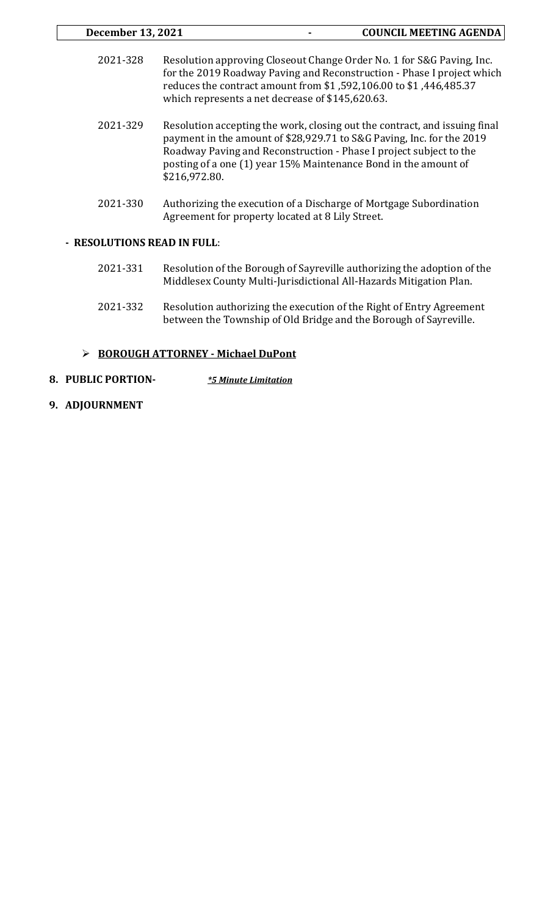2021-328 Resolution approving Closeout Change Order No. 1 for S&G Paving, Inc. for the 2019 Roadway Paving and Reconstruction - Phase I project which reduces the contract amount from $1 ,592,106.00 to $1 ,446,485.37 which represents a net decrease of $145,620.63.

2021-329 Resolution accepting the work, closing out the contract, and issuing final payment in the amount of $28,929.71 to S&G Paving, Inc. for the 2019 Roadway Paving and Reconstruction - Phase I project subject to the posting of a one (1) year 15% Maintenance Bond in the amount of $216,972.80.

2021-330 Authorizing the execution of a Discharge of Mortgage Subordination Agreement for property located at 8 Lily Street.

**- RESOLUTIONS READ IN FULL**:

2021-331 Resolution of the Borough of Sayreville authorizing the adoption of the Middlesex County Multi-Jurisdictional All-Hazards Mitigation Plan.

2021-332 Resolution authorizing the execution of the Right of Entry Agreement between the Township of Old Bridge and the Borough of Sayreville.

- **BOROUGH ATTORNEY - Michael DuPont**

**8. PUBLIC PORTION-** ***5 Minute Limitation***

**9. ADJOURNMENT**